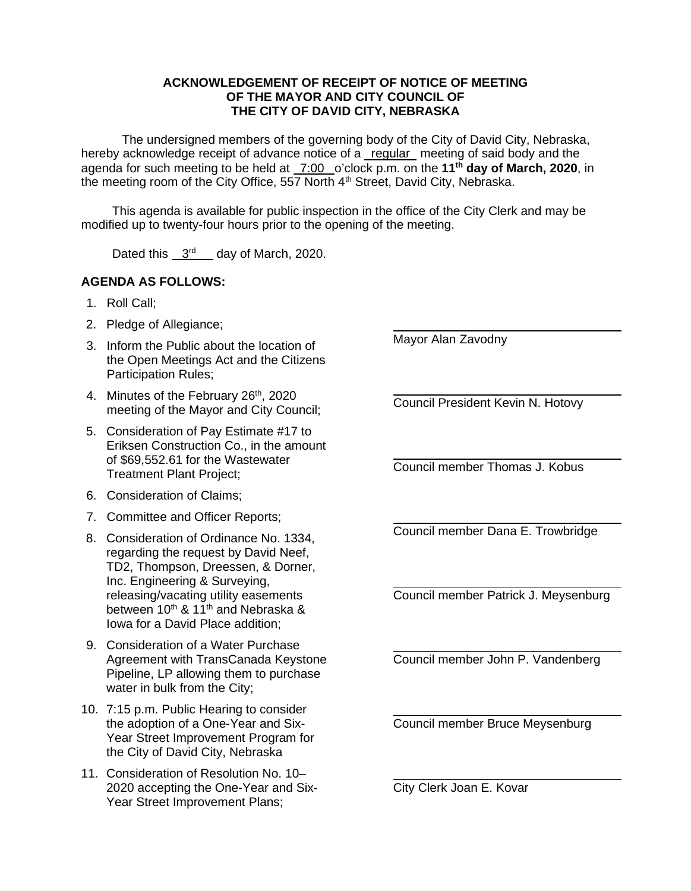**ACKNOWLEDGEMENT OF RECEIPT OF NOTICE OF MEETING OF THE MAYOR AND CITY COUNCIL OF THE CITY OF DAVID CITY, NEBRASKA**

The undersigned members of the governing body of the City of David City, Nebraska, hereby acknowledge receipt of advance notice of a regular meeting of said body and the agenda for such meeting to be held at 7:00 o'clock p.m. on the **11th day of March, 2020**, in the meeting room of the City Office, 557 North 4th Street, David City, Nebraska.

This agenda is available for public inspection in the office of the City Clerk and may be modified up to twenty-four hours prior to the opening of the meeting.

Dated this 3rd day of March, 2020.

**AGENDA AS FOLLOWS:**

1. Roll Call;
2. Pledge of Allegiance;
3. Inform the Public about the location of the Open Meetings Act and the Citizens Participation Rules;
4. Minutes of the February 26th, 2020 meeting of the Mayor and City Council;
5. Consideration of Pay Estimate #17 to Eriksen Construction Co., in the amount of $69,552.61 for the Wastewater Treatment Plant Project;
6. Consideration of Claims;
7. Committee and Officer Reports;
8. Consideration of Ordinance No. 1334, regarding the request by David Neef, TD2, Thompson, Dreessen, & Dorner, Inc. Engineering & Surveying, releasing/vacating utility easements between 10th & 11th and Nebraska & Iowa for a David Place addition;
9. Consideration of a Water Purchase Agreement with TransCanada Keystone Pipeline, LP allowing them to purchase water in bulk from the City;
10. 7:15 p.m. Public Hearing to consider the adoption of a One-Year and Six-Year Street Improvement Program for the City of David City, Nebraska
11. Consideration of Resolution No. 10–2020 accepting the One-Year and Six-Year Street Improvement Plans;

\_\_\_\_\_\_\_\_\_\_\_\_\_\_\_\_\_\_\_\_\_\_\_\_\_\_\_\_
Mayor Alan Zavodny

\_\_\_\_\_\_\_\_\_\_\_\_\_\_\_\_\_\_\_\_\_\_\_\_\_\_\_\_
Council President Kevin N. Hotovy

\_\_\_\_\_\_\_\_\_\_\_\_\_\_\_\_\_\_\_\_\_\_\_\_\_\_\_\_
Council member Thomas J. Kobus

\_\_\_\_\_\_\_\_\_\_\_\_\_\_\_\_\_\_\_\_\_\_\_\_\_\_\_\_
Council member Dana E. Trowbridge

\_\_\_\_\_\_\_\_\_\_\_\_\_\_\_\_\_\_\_\_\_\_\_\_\_\_\_\_
Council member Patrick J. Meysenburg

\_\_\_\_\_\_\_\_\_\_\_\_\_\_\_\_\_\_\_\_\_\_\_\_\_\_\_\_
Council member John P. Vandenberg

\_\_\_\_\_\_\_\_\_\_\_\_\_\_\_\_\_\_\_\_\_\_\_\_\_\_\_\_
Council member Bruce Meysenburg

\_\_\_\_\_\_\_\_\_\_\_\_\_\_\_\_\_\_\_\_\_\_\_\_\_\_\_\_
City Clerk Joan E. Kovar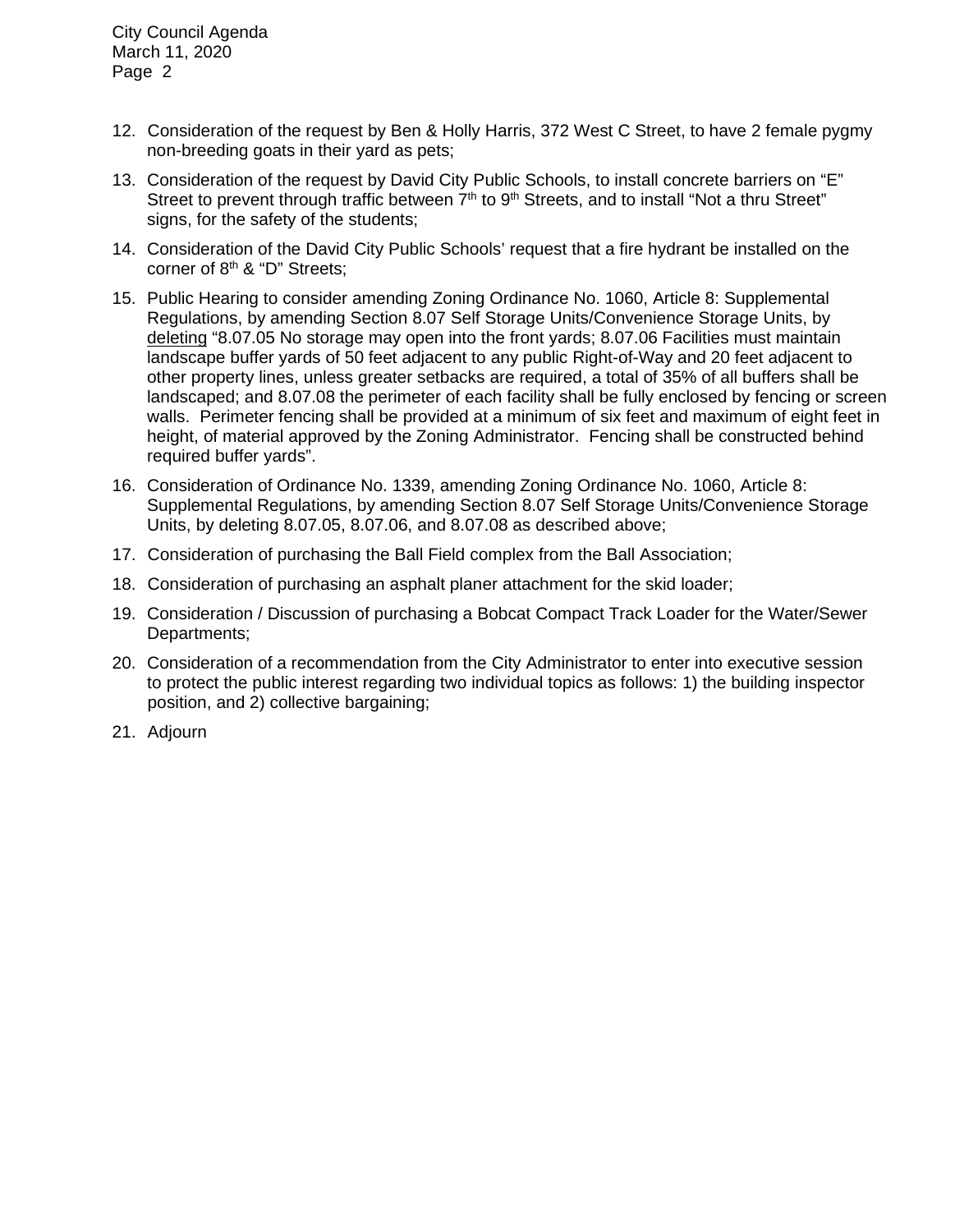12. Consideration of the request by Ben & Holly Harris, 372 West C Street, to have 2 female pygmy non-breeding goats in their yard as pets;
13. Consideration of the request by David City Public Schools, to install concrete barriers on "E" Street to prevent through traffic between 7th to 9th Streets, and to install "Not a thru Street" signs, for the safety of the students;
14. Consideration of the David City Public Schools' request that a fire hydrant be installed on the corner of 8th & "D" Streets;
15. Public Hearing to consider amending Zoning Ordinance No. 1060, Article 8: Supplemental Regulations, by amending Section 8.07 Self Storage Units/Convenience Storage Units, by deleting "8.07.05 No storage may open into the front yards; 8.07.06 Facilities must maintain landscape buffer yards of 50 feet adjacent to any public Right-of-Way and 20 feet adjacent to other property lines, unless greater setbacks are required, a total of 35% of all buffers shall be landscaped; and 8.07.08 the perimeter of each facility shall be fully enclosed by fencing or screen walls. Perimeter fencing shall be provided at a minimum of six feet and maximum of eight feet in height, of material approved by the Zoning Administrator. Fencing shall be constructed behind required buffer yards".
16. Consideration of Ordinance No. 1339, amending Zoning Ordinance No. 1060, Article 8: Supplemental Regulations, by amending Section 8.07 Self Storage Units/Convenience Storage Units, by deleting 8.07.05, 8.07.06, and 8.07.08 as described above;
17. Consideration of purchasing the Ball Field complex from the Ball Association;
18. Consideration of purchasing an asphalt planer attachment for the skid loader;
19. Consideration / Discussion of purchasing a Bobcat Compact Track Loader for the Water/Sewer Departments;
20. Consideration of a recommendation from the City Administrator to enter into executive session to protect the public interest regarding two individual topics as follows: 1) the building inspector position, and 2) collective bargaining;
21. Adjourn